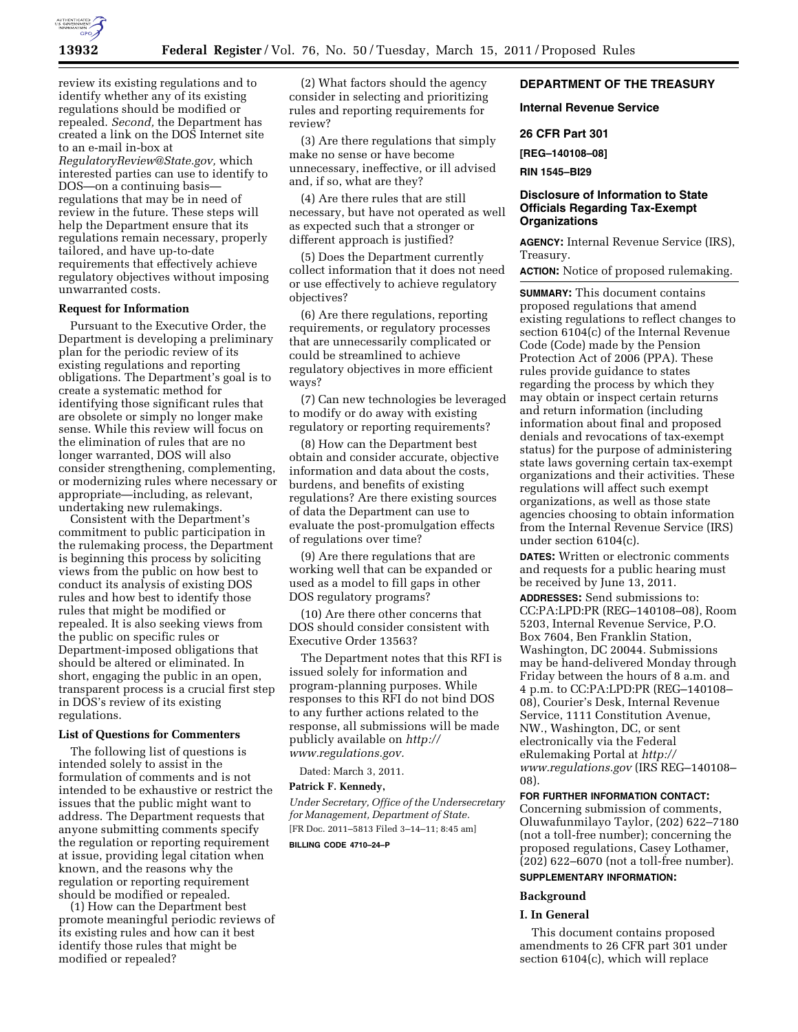review its existing regulations and to identify whether any of its existing regulations should be modified or repealed. *Second,* the Department has created a link on the DOS Internet site to an e-mail in-box at *RegulatoryReview@State.gov,* which interested parties can use to identify to DOS—on a continuing basis—regulations that may be in need of review in the future. These steps will help the Department ensure that its regulations remain necessary, properly tailored, and have up-to-date requirements that effectively achieve regulatory objectives without imposing unwarranted costs.

**Request for Information**

Pursuant to the Executive Order, the Department is developing a preliminary plan for the periodic review of its existing regulations and reporting obligations. The Department's goal is to create a systematic method for identifying those significant rules that are obsolete or simply no longer make sense. While this review will focus on the elimination of rules that are no longer warranted, DOS will also consider strengthening, complementing, or modernizing rules where necessary or appropriate—including, as relevant, undertaking new rulemakings.

Consistent with the Department's commitment to public participation in the rulemaking process, the Department is beginning this process by soliciting views from the public on how best to conduct its analysis of existing DOS rules and how best to identify those rules that might be modified or repealed. It is also seeking views from the public on specific rules or Department-imposed obligations that should be altered or eliminated. In short, engaging the public in an open, transparent process is a crucial first step in DOS's review of its existing regulations.

**List of Questions for Commenters**

The following list of questions is intended solely to assist in the formulation of comments and is not intended to be exhaustive or restrict the issues that the public might want to address. The Department requests that anyone submitting comments specify the regulation or reporting requirement at issue, providing legal citation when known, and the reasons why the regulation or reporting requirement should be modified or repealed.

(1) How can the Department best promote meaningful periodic reviews of its existing rules and how can it best identify those rules that might be modified or repealed?

(2) What factors should the agency consider in selecting and prioritizing rules and reporting requirements for review?

(3) Are there regulations that simply make no sense or have become unnecessary, ineffective, or ill advised and, if so, what are they?

(4) Are there rules that are still necessary, but have not operated as well as expected such that a stronger or different approach is justified?

(5) Does the Department currently collect information that it does not need or use effectively to achieve regulatory objectives?

(6) Are there regulations, reporting requirements, or regulatory processes that are unnecessarily complicated or could be streamlined to achieve regulatory objectives in more efficient ways?

(7) Can new technologies be leveraged to modify or do away with existing regulatory or reporting requirements?

(8) How can the Department best obtain and consider accurate, objective information and data about the costs, burdens, and benefits of existing regulations? Are there existing sources of data the Department can use to evaluate the post-promulgation effects of regulations over time?

(9) Are there regulations that are working well that can be expanded or used as a model to fill gaps in other DOS regulatory programs?

(10) Are there other concerns that DOS should consider consistent with Executive Order 13563?

The Department notes that this RFI is issued solely for information and program-planning purposes. While responses to this RFI do not bind DOS to any further actions related to the response, all submissions will be made publicly available on *http://www.regulations.gov.*

Dated: March 3, 2011.

**Patrick F. Kennedy,**

*Under Secretary, Office of the Undersecretary for Management, Department of State.*

[FR Doc. 2011–5813 Filed 3–14–11; 8:45 am]

**BILLING CODE 4710–24–P**

## DEPARTMENT OF THE TREASURY

### Internal Revenue Service

### 26 CFR Part 301

**[REG–140108–08]**

**RIN 1545–BI29**

### Disclosure of Information to State Officials Regarding Tax-Exempt Organizations

**AGENCY:** Internal Revenue Service (IRS), Treasury.

**ACTION:** Notice of proposed rulemaking.

**SUMMARY:** This document contains proposed regulations that amend existing regulations to reflect changes to section 6104(c) of the Internal Revenue Code (Code) made by the Pension Protection Act of 2006 (PPA). These rules provide guidance to states regarding the process by which they may obtain or inspect certain returns and return information (including information about final and proposed denials and revocations of tax-exempt status) for the purpose of administering state laws governing certain tax-exempt organizations and their activities. These regulations will affect such exempt organizations, as well as those state agencies choosing to obtain information from the Internal Revenue Service (IRS) under section 6104(c).

**DATES:** Written or electronic comments and requests for a public hearing must be received by June 13, 2011.

**ADDRESSES:** Send submissions to: CC:PA:LPD:PR (REG–140108–08), Room 5203, Internal Revenue Service, P.O. Box 7604, Ben Franklin Station, Washington, DC 20044. Submissions may be hand-delivered Monday through Friday between the hours of 8 a.m. and 4 p.m. to CC:PA:LPD:PR (REG–140108–08), Courier's Desk, Internal Revenue Service, 1111 Constitution Avenue, NW., Washington, DC, or sent electronically via the Federal eRulemaking Portal at *http://www.regulations.gov* (IRS REG–140108–08).

**FOR FURTHER INFORMATION CONTACT:** Concerning submission of comments, Oluwafunmilayo Taylor, (202) 622–7180 (not a toll-free number); concerning the proposed regulations, Casey Lothamer, (202) 622–6070 (not a toll-free number).

**SUPPLEMENTARY INFORMATION:**

**Background**

**I. In General**

This document contains proposed amendments to 26 CFR part 301 under section 6104(c), which will replace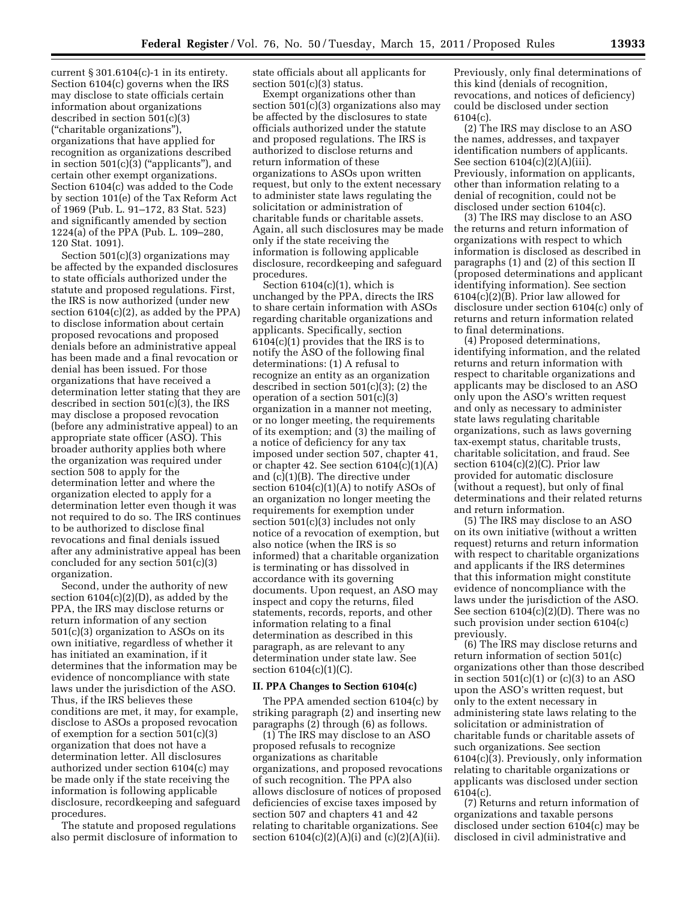current § 301.6104(c)-1 in its entirety. Section 6104(c) governs when the IRS may disclose to state officials certain information about organizations described in section 501(c)(3) ("charitable organizations"), organizations that have applied for recognition as organizations described in section 501(c)(3) ("applicants"), and certain other exempt organizations. Section 6104(c) was added to the Code by section 101(e) of the Tax Reform Act of 1969 (Pub. L. 91–172, 83 Stat. 523) and significantly amended by section 1224(a) of the PPA (Pub. L. 109–280, 120 Stat. 1091).

Section 501(c)(3) organizations may be affected by the expanded disclosures to state officials authorized under the statute and proposed regulations. First, the IRS is now authorized (under new section 6104(c)(2), as added by the PPA) to disclose information about certain proposed revocations and proposed denials before an administrative appeal has been made and a final revocation or denial has been issued. For those organizations that have received a determination letter stating that they are described in section 501(c)(3), the IRS may disclose a proposed revocation (before any administrative appeal) to an appropriate state officer (ASO). This broader authority applies both where the organization was required under section 508 to apply for the determination letter and where the organization elected to apply for a determination letter even though it was not required to do so. The IRS continues to be authorized to disclose final revocations and final denials issued after any administrative appeal has been concluded for any section 501(c)(3) organization.

Second, under the authority of new section 6104(c)(2)(D), as added by the PPA, the IRS may disclose returns or return information of any section 501(c)(3) organization to ASOs on its own initiative, regardless of whether it has initiated an examination, if it determines that the information may be evidence of noncompliance with state laws under the jurisdiction of the ASO. Thus, if the IRS believes these conditions are met, it may, for example, disclose to ASOs a proposed revocation of exemption for a section 501(c)(3) organization that does not have a determination letter. All disclosures authorized under section 6104(c) may be made only if the state receiving the information is following applicable disclosure, recordkeeping and safeguard procedures.

The statute and proposed regulations also permit disclosure of information to state officials about all applicants for section 501(c)(3) status.

Exempt organizations other than section 501(c)(3) organizations also may be affected by the disclosures to state officials authorized under the statute and proposed regulations. The IRS is authorized to disclose returns and return information of these organizations to ASOs upon written request, but only to the extent necessary to administer state laws regulating the solicitation or administration of charitable funds or charitable assets. Again, all such disclosures may be made only if the state receiving the information is following applicable disclosure, recordkeeping and safeguard procedures.

Section 6104(c)(1), which is unchanged by the PPA, directs the IRS to share certain information with ASOs regarding charitable organizations and applicants. Specifically, section 6104(c)(1) provides that the IRS is to notify the ASO of the following final determinations: (1) A refusal to recognize an entity as an organization described in section 501(c)(3); (2) the operation of a section 501(c)(3) organization in a manner not meeting, or no longer meeting, the requirements of its exemption; and (3) the mailing of a notice of deficiency for any tax imposed under section 507, chapter 41, or chapter 42. See section 6104(c)(1)(A) and (c)(1)(B). The directive under section 6104(c)(1)(A) to notify ASOs of an organization no longer meeting the requirements for exemption under section 501(c)(3) includes not only notice of a revocation of exemption, but also notice (when the IRS is so informed) that a charitable organization is terminating or has dissolved in accordance with its governing documents. Upon request, an ASO may inspect and copy the returns, filed statements, records, reports, and other information relating to a final determination as described in this paragraph, as are relevant to any determination under state law. See section 6104(c)(1)(C).

## II. PPA Changes to Section 6104(c)

The PPA amended section 6104(c) by striking paragraph (2) and inserting new paragraphs (2) through (6) as follows.

(1) The IRS may disclose to an ASO proposed refusals to recognize organizations as charitable organizations, and proposed revocations of such recognition. The PPA also allows disclosure of notices of proposed deficiencies of excise taxes imposed by section 507 and chapters 41 and 42 relating to charitable organizations. See section 6104(c)(2)(A)(i) and (c)(2)(A)(ii). Previously, only final determinations of this kind (denials of recognition, revocations, and notices of deficiency) could be disclosed under section 6104(c).

(2) The IRS may disclose to an ASO the names, addresses, and taxpayer identification numbers of applicants. See section 6104(c)(2)(A)(iii). Previously, information on applicants, other than information relating to a denial of recognition, could not be disclosed under section 6104(c).

(3) The IRS may disclose to an ASO the returns and return information of organizations with respect to which information is disclosed as described in paragraphs (1) and (2) of this section II (proposed determinations and applicant identifying information). See section 6104(c)(2)(B). Prior law allowed for disclosure under section 6104(c) only of returns and return information related to final determinations.

(4) Proposed determinations, identifying information, and the related returns and return information with respect to charitable organizations and applicants may be disclosed to an ASO only upon the ASO's written request and only as necessary to administer state laws regulating charitable organizations, such as laws governing tax-exempt status, charitable trusts, charitable solicitation, and fraud. See section 6104(c)(2)(C). Prior law provided for automatic disclosure (without a request), but only of final determinations and their related returns and return information.

(5) The IRS may disclose to an ASO on its own initiative (without a written request) returns and return information with respect to charitable organizations and applicants if the IRS determines that this information might constitute evidence of noncompliance with the laws under the jurisdiction of the ASO. See section 6104(c)(2)(D). There was no such provision under section 6104(c) previously.

(6) The IRS may disclose returns and return information of section 501(c) organizations other than those described in section 501(c)(1) or (c)(3) to an ASO upon the ASO's written request, but only to the extent necessary in administering state laws relating to the solicitation or administration of charitable funds or charitable assets of such organizations. See section 6104(c)(3). Previously, only information relating to charitable organizations or applicants was disclosed under section 6104(c).

(7) Returns and return information of organizations and taxable persons disclosed under section 6104(c) may be disclosed in civil administrative and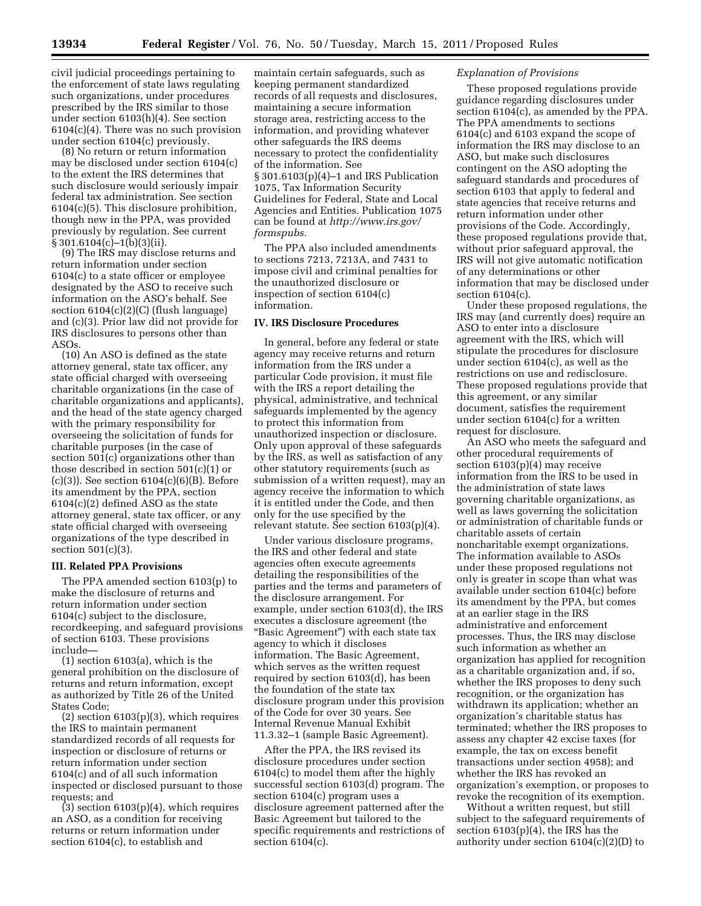civil judicial proceedings pertaining to the enforcement of state laws regulating such organizations, under procedures prescribed by the IRS similar to those under section 6103(h)(4). See section 6104(c)(4). There was no such provision under section 6104(c) previously.

(8) No return or return information may be disclosed under section 6104(c) to the extent the IRS determines that such disclosure would seriously impair federal tax administration. See section 6104(c)(5). This disclosure prohibition, though new in the PPA, was provided previously by regulation. See current § 301.6104(c)–1(b)(3)(ii).

(9) The IRS may disclose returns and return information under section 6104(c) to a state officer or employee designated by the ASO to receive such information on the ASO's behalf. See section 6104(c)(2)(C) (flush language) and (c)(3). Prior law did not provide for IRS disclosures to persons other than ASOs.

(10) An ASO is defined as the state attorney general, state tax officer, any state official charged with overseeing charitable organizations (in the case of charitable organizations and applicants), and the head of the state agency charged with the primary responsibility for overseeing the solicitation of funds for charitable purposes (in the case of section 501(c) organizations other than those described in section 501(c)(1) or (c)(3)). See section 6104(c)(6)(B). Before its amendment by the PPA, section 6104(c)(2) defined ASO as the state attorney general, state tax officer, or any state official charged with overseeing organizations of the type described in section 501(c)(3).

## III. Related PPA Provisions

The PPA amended section 6103(p) to make the disclosure of returns and return information under section 6104(c) subject to the disclosure, recordkeeping, and safeguard provisions of section 6103. These provisions include—

(1) section 6103(a), which is the general prohibition on the disclosure of returns and return information, except as authorized by Title 26 of the United States Code;

(2) section 6103(p)(3), which requires the IRS to maintain permanent standardized records of all requests for inspection or disclosure of returns or return information under section 6104(c) and of all such information inspected or disclosed pursuant to those requests; and

(3) section 6103(p)(4), which requires an ASO, as a condition for receiving returns or return information under section 6104(c), to establish and maintain certain safeguards, such as keeping permanent standardized records of all requests and disclosures, maintaining a secure information storage area, restricting access to the information, and providing whatever other safeguards the IRS deems necessary to protect the confidentiality of the information. See § 301.6103(p)(4)–1 and IRS Publication 1075, Tax Information Security Guidelines for Federal, State and Local Agencies and Entities. Publication 1075 can be found at *http://www.irs.gov/formspubs.*

The PPA also included amendments to sections 7213, 7213A, and 7431 to impose civil and criminal penalties for the unauthorized disclosure or inspection of section 6104(c) information.

## IV. IRS Disclosure Procedures

In general, before any federal or state agency may receive returns and return information from the IRS under a particular Code provision, it must file with the IRS a report detailing the physical, administrative, and technical safeguards implemented by the agency to protect this information from unauthorized inspection or disclosure. Only upon approval of these safeguards by the IRS, as well as satisfaction of any other statutory requirements (such as submission of a written request), may an agency receive the information to which it is entitled under the Code, and then only for the use specified by the relevant statute. See section 6103(p)(4).

Under various disclosure programs, the IRS and other federal and state agencies often execute agreements detailing the responsibilities of the parties and the terms and parameters of the disclosure arrangement. For example, under section 6103(d), the IRS executes a disclosure agreement (the "Basic Agreement") with each state tax agency to which it discloses information. The Basic Agreement, which serves as the written request required by section 6103(d), has been the foundation of the state tax disclosure program under this provision of the Code for over 30 years. See Internal Revenue Manual Exhibit 11.3.32–1 (sample Basic Agreement).

After the PPA, the IRS revised its disclosure procedures under section 6104(c) to model them after the highly successful section 6103(d) program. The section 6104(c) program uses a disclosure agreement patterned after the Basic Agreement but tailored to the specific requirements and restrictions of section 6104(c).

*Explanation of Provisions*

These proposed regulations provide guidance regarding disclosures under section 6104(c), as amended by the PPA. The PPA amendments to sections 6104(c) and 6103 expand the scope of information the IRS may disclose to an ASO, but make such disclosures contingent on the ASO adopting the safeguard standards and procedures of section 6103 that apply to federal and state agencies that receive returns and return information under other provisions of the Code. Accordingly, these proposed regulations provide that, without prior safeguard approval, the IRS will not give automatic notification of any determinations or other information that may be disclosed under section 6104(c).

Under these proposed regulations, the IRS may (and currently does) require an ASO to enter into a disclosure agreement with the IRS, which will stipulate the procedures for disclosure under section 6104(c), as well as the restrictions on use and redisclosure. These proposed regulations provide that this agreement, or any similar document, satisfies the requirement under section 6104(c) for a written request for disclosure.

An ASO who meets the safeguard and other procedural requirements of section 6103(p)(4) may receive information from the IRS to be used in the administration of state laws governing charitable organizations, as well as laws governing the solicitation or administration of charitable funds or charitable assets of certain noncharitable exempt organizations. The information available to ASOs under these proposed regulations not only is greater in scope than what was available under section 6104(c) before its amendment by the PPA, but comes at an earlier stage in the IRS administrative and enforcement processes. Thus, the IRS may disclose such information as whether an organization has applied for recognition as a charitable organization and, if so, whether the IRS proposes to deny such recognition, or the organization has withdrawn its application; whether an organization's charitable status has terminated; whether the IRS proposes to assess any chapter 42 excise taxes (for example, the tax on excess benefit transactions under section 4958); and whether the IRS has revoked an organization's exemption, or proposes to revoke the recognition of its exemption.

Without a written request, but still subject to the safeguard requirements of section 6103(p)(4), the IRS has the authority under section 6104(c)(2)(D) to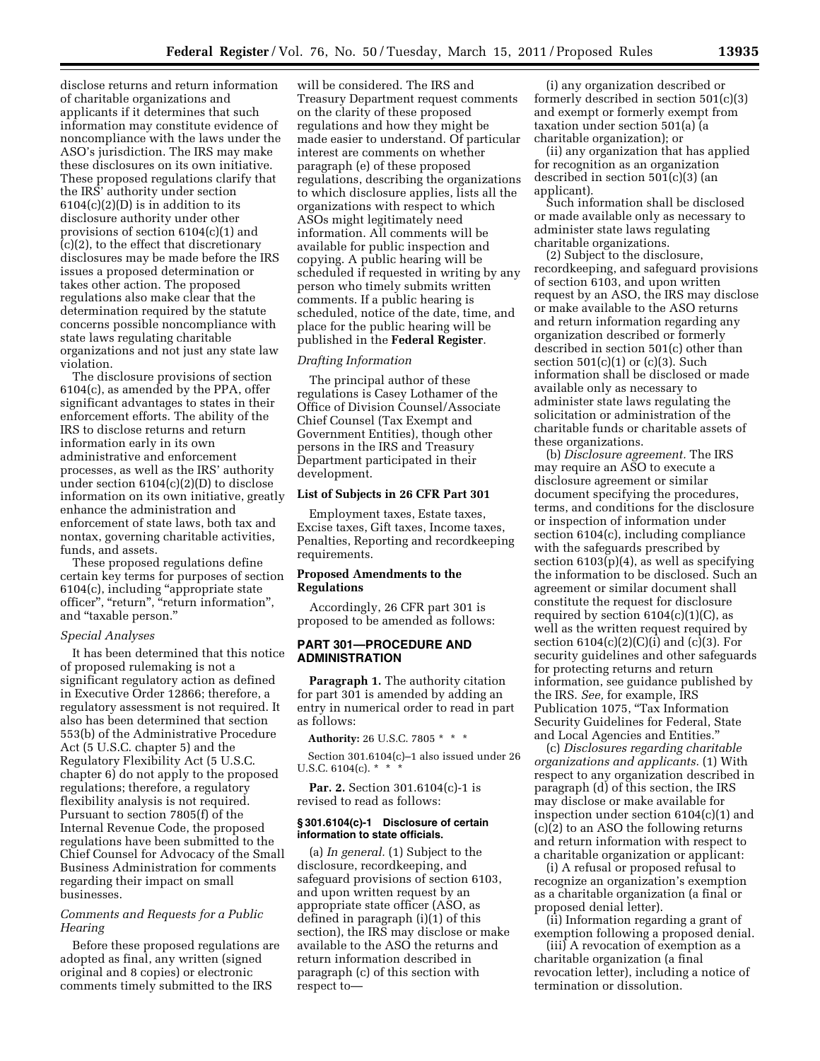disclose returns and return information of charitable organizations and applicants if it determines that such information may constitute evidence of noncompliance with the laws under the ASO's jurisdiction. The IRS may make these disclosures on its own initiative. These proposed regulations clarify that the IRS' authority under section 6104(c)(2)(D) is in addition to its disclosure authority under other provisions of section 6104(c)(1) and (c)(2), to the effect that discretionary disclosures may be made before the IRS issues a proposed determination or takes other action. The proposed regulations also make clear that the determination required by the statute concerns possible noncompliance with state laws regulating charitable organizations and not just any state law violation.

The disclosure provisions of section 6104(c), as amended by the PPA, offer significant advantages to states in their enforcement efforts. The ability of the IRS to disclose returns and return information early in its own administrative and enforcement processes, as well as the IRS' authority under section 6104(c)(2)(D) to disclose information on its own initiative, greatly enhance the administration and enforcement of state laws, both tax and nontax, governing charitable activities, funds, and assets.

These proposed regulations define certain key terms for purposes of section 6104(c), including "appropriate state officer", "return", "return information", and "taxable person."

### *Special Analyses*

It has been determined that this notice of proposed rulemaking is not a significant regulatory action as defined in Executive Order 12866; therefore, a regulatory assessment is not required. It also has been determined that section 553(b) of the Administrative Procedure Act (5 U.S.C. chapter 5) and the Regulatory Flexibility Act (5 U.S.C. chapter 6) do not apply to the proposed regulations; therefore, a regulatory flexibility analysis is not required. Pursuant to section 7805(f) of the Internal Revenue Code, the proposed regulations have been submitted to the Chief Counsel for Advocacy of the Small Business Administration for comments regarding their impact on small businesses.

### *Comments and Requests for a Public Hearing*

Before these proposed regulations are adopted as final, any written (signed original and 8 copies) or electronic comments timely submitted to the IRS will be considered. The IRS and Treasury Department request comments on the clarity of these proposed regulations and how they might be made easier to understand. Of particular interest are comments on whether paragraph (e) of these proposed regulations, describing the organizations to which disclosure applies, lists all the organizations with respect to which ASOs might legitimately need information. All comments will be available for public inspection and copying. A public hearing will be scheduled if requested in writing by any person who timely submits written comments. If a public hearing is scheduled, notice of the date, time, and place for the public hearing will be published in the **Federal Register**.

### *Drafting Information*

The principal author of these regulations is Casey Lothamer of the Office of Division Counsel/Associate Chief Counsel (Tax Exempt and Government Entities), though other persons in the IRS and Treasury Department participated in their development.

### List of Subjects in 26 CFR Part 301

Employment taxes, Estate taxes, Excise taxes, Gift taxes, Income taxes, Penalties, Reporting and recordkeeping requirements.

### Proposed Amendments to the Regulations

Accordingly, 26 CFR part 301 is proposed to be amended as follows:

## PART 301—PROCEDURE AND ADMINISTRATION

**Paragraph 1.** The authority citation for part 301 is amended by adding an entry in numerical order to read in part as follows:

**Authority:** 26 U.S.C. 7805 * * *

Section 301.6104(c)–1 also issued under 26 U.S.C. 6104(c). * * *

**Par. 2.** Section 301.6104(c)-1 is revised to read as follows:

#### § 301.6104(c)-1 Disclosure of certain information to state officials.

(a) *In general.* (1) Subject to the disclosure, recordkeeping, and safeguard provisions of section 6103, and upon written request by an appropriate state officer (ASO, as defined in paragraph (i)(1) of this section), the IRS may disclose or make available to the ASO the returns and return information described in paragraph (c) of this section with respect to—

(i) any organization described or formerly described in section 501(c)(3) and exempt or formerly exempt from taxation under section 501(a) (a charitable organization); or

(ii) any organization that has applied for recognition as an organization described in section 501(c)(3) (an applicant).

Such information shall be disclosed or made available only as necessary to administer state laws regulating charitable organizations.

(2) Subject to the disclosure, recordkeeping, and safeguard provisions of section 6103, and upon written request by an ASO, the IRS may disclose or make available to the ASO returns and return information regarding any organization described or formerly described in section 501(c) other than section 501(c)(1) or (c)(3). Such information shall be disclosed or made available only as necessary to administer state laws regulating the solicitation or administration of the charitable funds or charitable assets of these organizations.

(b) *Disclosure agreement.* The IRS may require an ASO to execute a disclosure agreement or similar document specifying the procedures, terms, and conditions for the disclosure or inspection of information under section 6104(c), including compliance with the safeguards prescribed by section 6103(p)(4), as well as specifying the information to be disclosed. Such an agreement or similar document shall constitute the request for disclosure required by section 6104(c)(1)(C), as well as the written request required by section 6104(c)(2)(C)(i) and (c)(3). For security guidelines and other safeguards for protecting returns and return information, see guidance published by the IRS. *See,* for example, IRS Publication 1075, "Tax Information Security Guidelines for Federal, State and Local Agencies and Entities."

(c) *Disclosures regarding charitable organizations and applicants.* (1) With respect to any organization described in paragraph (d) of this section, the IRS may disclose or make available for inspection under section 6104(c)(1) and (c)(2) to an ASO the following returns and return information with respect to a charitable organization or applicant:

(i) A refusal or proposed refusal to recognize an organization's exemption as a charitable organization (a final or proposed denial letter).

(ii) Information regarding a grant of exemption following a proposed denial.

(iii) A revocation of exemption as a charitable organization (a final revocation letter), including a notice of termination or dissolution.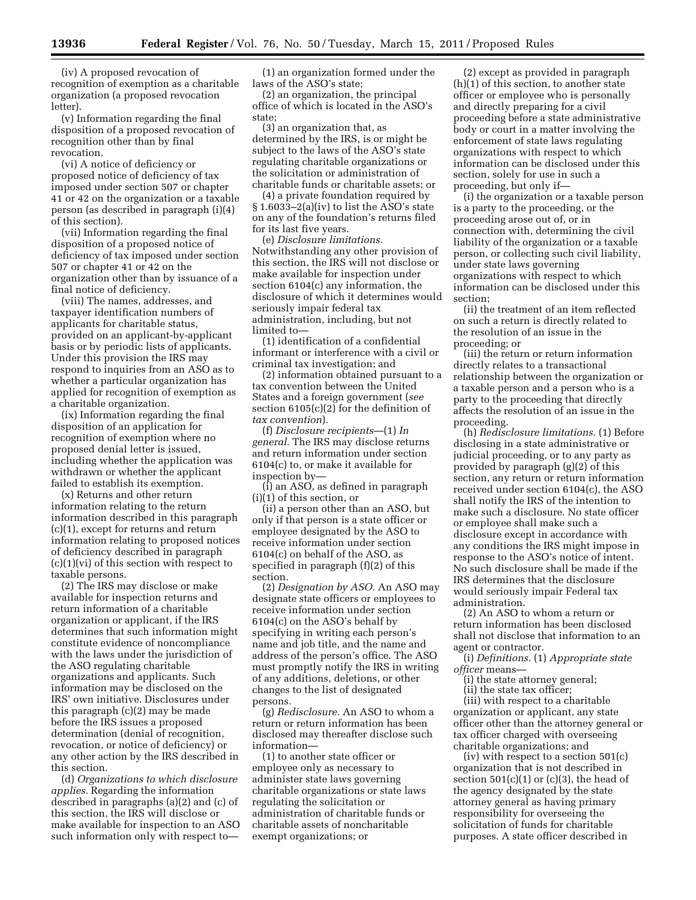(iv) A proposed revocation of recognition of exemption as a charitable organization (a proposed revocation letter).

(v) Information regarding the final disposition of a proposed revocation of recognition other than by final revocation.

(vi) A notice of deficiency or proposed notice of deficiency of tax imposed under section 507 or chapter 41 or 42 on the organization or a taxable person (as described in paragraph (i)(4) of this section).

(vii) Information regarding the final disposition of a proposed notice of deficiency of tax imposed under section 507 or chapter 41 or 42 on the organization other than by issuance of a final notice of deficiency.

(viii) The names, addresses, and taxpayer identification numbers of applicants for charitable status, provided on an applicant-by-applicant basis or by periodic lists of applicants. Under this provision the IRS may respond to inquiries from an ASO as to whether a particular organization has applied for recognition of exemption as a charitable organization.

(ix) Information regarding the final disposition of an application for recognition of exemption where no proposed denial letter is issued, including whether the application was withdrawn or whether the applicant failed to establish its exemption.

(x) Returns and other return information relating to the return information described in this paragraph (c)(1), except for returns and return information relating to proposed notices of deficiency described in paragraph (c)(1)(vi) of this section with respect to taxable persons.

(2) The IRS may disclose or make available for inspection returns and return information of a charitable organization or applicant, if the IRS determines that such information might constitute evidence of noncompliance with the laws under the jurisdiction of the ASO regulating charitable organizations and applicants. Such information may be disclosed on the IRS' own initiative. Disclosures under this paragraph (c)(2) may be made before the IRS issues a proposed determination (denial of recognition, revocation, or notice of deficiency) or any other action by the IRS described in this section.

(d) *Organizations to which disclosure applies.* Regarding the information described in paragraphs (a)(2) and (c) of this section, the IRS will disclose or make available for inspection to an ASO such information only with respect to—

(1) an organization formed under the laws of the ASO's state;

(2) an organization, the principal office of which is located in the ASO's state;

(3) an organization that, as determined by the IRS, is or might be subject to the laws of the ASO's state regulating charitable organizations or the solicitation or administration of charitable funds or charitable assets; or

(4) a private foundation required by § 1.6033–2(a)(iv) to list the ASO's state on any of the foundation's returns filed for its last five years.

(e) *Disclosure limitations.* Notwithstanding any other provision of this section, the IRS will not disclose or make available for inspection under section 6104(c) any information, the disclosure of which it determines would seriously impair federal tax administration, including, but not limited to—

(1) identification of a confidential informant or interference with a civil or criminal tax investigation; and

(2) information obtained pursuant to a tax convention between the United States and a foreign government (*see* section 6105(c)(2) for the definition of *tax convention*).

(f) *Disclosure recipients*—(1) *In general.* The IRS may disclose returns and return information under section 6104(c) to, or make it available for inspection by—

(i) an ASO, as defined in paragraph (i)(1) of this section, or

(ii) a person other than an ASO, but only if that person is a state officer or employee designated by the ASO to receive information under section 6104(c) on behalf of the ASO, as specified in paragraph (f)(2) of this section.

(2) *Designation by ASO.* An ASO may designate state officers or employees to receive information under section 6104(c) on the ASO's behalf by specifying in writing each person's name and job title, and the name and address of the person's office. The ASO must promptly notify the IRS in writing of any additions, deletions, or other changes to the list of designated persons.

(g) *Redisclosure.* An ASO to whom a return or return information has been disclosed may thereafter disclose such information—

(1) to another state officer or employee only as necessary to administer state laws governing charitable organizations or state laws regulating the solicitation or administration of charitable funds or charitable assets of noncharitable exempt organizations; or

(2) except as provided in paragraph (h)(1) of this section, to another state officer or employee who is personally and directly preparing for a civil proceeding before a state administrative body or court in a matter involving the enforcement of state laws regulating organizations with respect to which information can be disclosed under this section, solely for use in such a proceeding, but only if—

(i) the organization or a taxable person is a party to the proceeding, or the proceeding arose out of, or in connection with, determining the civil liability of the organization or a taxable person, or collecting such civil liability, under state laws governing organizations with respect to which information can be disclosed under this section;

(ii) the treatment of an item reflected on such a return is directly related to the resolution of an issue in the proceeding; or

(iii) the return or return information directly relates to a transactional relationship between the organization or a taxable person and a person who is a party to the proceeding that directly affects the resolution of an issue in the proceeding.

(h) *Redisclosure limitations.* (1) Before disclosing in a state administrative or judicial proceeding, or to any party as provided by paragraph (g)(2) of this section, any return or return information received under section 6104(c), the ASO shall notify the IRS of the intention to make such a disclosure. No state officer or employee shall make such a disclosure except in accordance with any conditions the IRS might impose in response to the ASO's notice of intent. No such disclosure shall be made if the IRS determines that the disclosure would seriously impair Federal tax administration.

(2) An ASO to whom a return or return information has been disclosed shall not disclose that information to an agent or contractor.

(i) *Definitions.* (1) *Appropriate state officer* means—

(i) the state attorney general;

(ii) the state tax officer;

(iii) with respect to a charitable organization or applicant, any state officer other than the attorney general or tax officer charged with overseeing charitable organizations; and

(iv) with respect to a section 501(c) organization that is not described in section 501(c)(1) or (c)(3), the head of the agency designated by the state attorney general as having primary responsibility for overseeing the solicitation of funds for charitable purposes. A state officer described in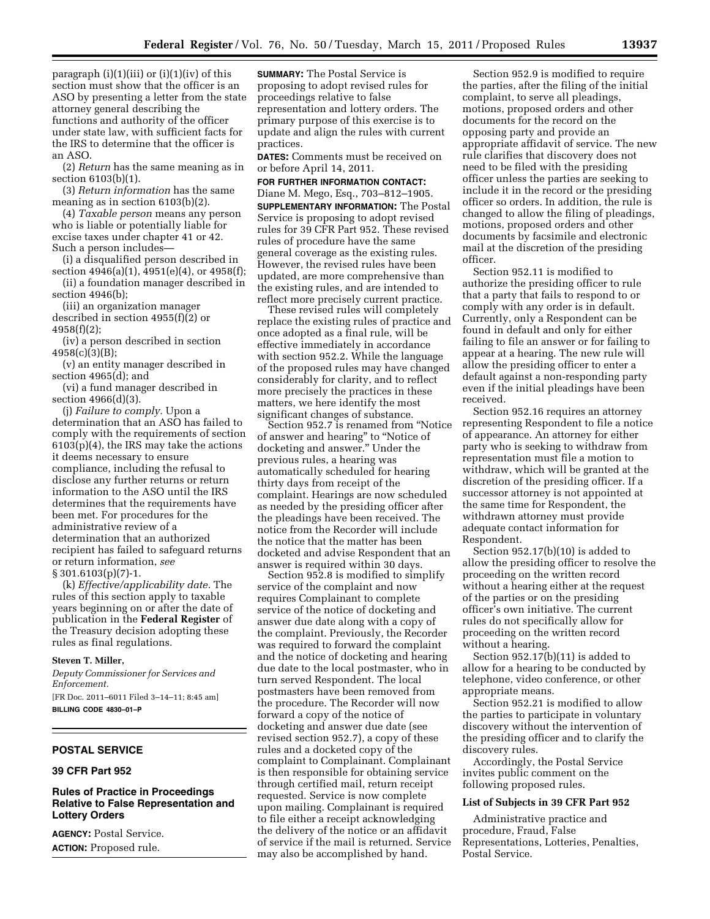paragraph (i)(1)(iii) or (i)(1)(iv) of this section must show that the officer is an ASO by presenting a letter from the state attorney general describing the functions and authority of the officer under state law, with sufficient facts for the IRS to determine that the officer is an ASO.

(2) *Return* has the same meaning as in section 6103(b)(1).

(3) *Return information* has the same meaning as in section 6103(b)(2).

(4) *Taxable person* means any person who is liable or potentially liable for excise taxes under chapter 41 or 42. Such a person includes—

(i) a disqualified person described in section 4946(a)(1), 4951(e)(4), or 4958(f);

(ii) a foundation manager described in section 4946(b);

(iii) an organization manager described in section 4955(f)(2) or 4958(f)(2);

(iv) a person described in section 4958(c)(3)(B);

(v) an entity manager described in section 4965(d); and

(vi) a fund manager described in section 4966(d)(3).

(j) *Failure to comply.* Upon a determination that an ASO has failed to comply with the requirements of section 6103(p)(4), the IRS may take the actions it deems necessary to ensure compliance, including the refusal to disclose any further returns or return information to the ASO until the IRS determines that the requirements have been met. For procedures for the administrative review of a determination that an authorized recipient has failed to safeguard returns or return information, *see* § 301.6103(p)(7)-1.

(k) *Effective/applicability date.* The rules of this section apply to taxable years beginning on or after the date of publication in the **Federal Register** of the Treasury decision adopting these rules as final regulations.

**Steven T. Miller,**

*Deputy Commissioner for Services and Enforcement.*

[FR Doc. 2011–6011 Filed 3–14–11; 8:45 am]

**BILLING CODE 4830–01–P**

## POSTAL SERVICE

### 39 CFR Part 952

### Rules of Practice in Proceedings Relative to False Representation and Lottery Orders

**AGENCY:** Postal Service.

**ACTION:** Proposed rule.

**SUMMARY:** The Postal Service is proposing to adopt revised rules for proceedings relative to false representation and lottery orders. The primary purpose of this exercise is to update and align the rules with current practices.

**DATES:** Comments must be received on or before April 14, 2011.

**FOR FURTHER INFORMATION CONTACT:** Diane M. Mego, Esq., 703–812–1905.

**SUPPLEMENTARY INFORMATION:** The Postal Service is proposing to adopt revised rules for 39 CFR Part 952. These revised rules of procedure have the same general coverage as the existing rules. However, the revised rules have been updated, are more comprehensive than the existing rules, and are intended to reflect more precisely current practice.

These revised rules will completely replace the existing rules of practice and once adopted as a final rule, will be effective immediately in accordance with section 952.2. While the language of the proposed rules may have changed considerably for clarity, and to reflect more precisely the practices in these matters, we here identify the most significant changes of substance.

Section 952.7 is renamed from "Notice of answer and hearing" to "Notice of docketing and answer." Under the previous rules, a hearing was automatically scheduled for hearing thirty days from receipt of the complaint. Hearings are now scheduled as needed by the presiding officer after the pleadings have been received. The notice from the Recorder will include the notice that the matter has been docketed and advise Respondent that an answer is required within 30 days.

Section 952.8 is modified to simplify service of the complaint and now requires Complainant to complete service of the notice of docketing and answer due date along with a copy of the complaint. Previously, the Recorder was required to forward the complaint and the notice of docketing and hearing due date to the local postmaster, who in turn served Respondent. The local postmasters have been removed from the procedure. The Recorder will now forward a copy of the notice of docketing and answer due date (see revised section 952.7), a copy of these rules and a docketed copy of the complaint to Complainant. Complainant is then responsible for obtaining service through certified mail, return receipt requested. Service is now complete upon mailing. Complainant is required to file either a receipt acknowledging the delivery of the notice or an affidavit of service if the mail is returned. Service may also be accomplished by hand.

Section 952.9 is modified to require the parties, after the filing of the initial complaint, to serve all pleadings, motions, proposed orders and other documents for the record on the opposing party and provide an appropriate affidavit of service. The new rule clarifies that discovery does not need to be filed with the presiding officer unless the parties are seeking to include it in the record or the presiding officer so orders. In addition, the rule is changed to allow the filing of pleadings, motions, proposed orders and other documents by facsimile and electronic mail at the discretion of the presiding officer.

Section 952.11 is modified to authorize the presiding officer to rule that a party that fails to respond to or comply with any order is in default. Currently, only a Respondent can be found in default and only for either failing to file an answer or for failing to appear at a hearing. The new rule will allow the presiding officer to enter a default against a non-responding party even if the initial pleadings have been received.

Section 952.16 requires an attorney representing Respondent to file a notice of appearance. An attorney for either party who is seeking to withdraw from representation must file a motion to withdraw, which will be granted at the discretion of the presiding officer. If a successor attorney is not appointed at the same time for Respondent, the withdrawn attorney must provide adequate contact information for Respondent.

Section 952.17(b)(10) is added to allow the presiding officer to resolve the proceeding on the written record without a hearing either at the request of the parties or on the presiding officer's own initiative. The current rules do not specifically allow for proceeding on the written record without a hearing.

Section 952.17(b)(11) is added to allow for a hearing to be conducted by telephone, video conference, or other appropriate means.

Section 952.21 is modified to allow the parties to participate in voluntary discovery without the intervention of the presiding officer and to clarify the discovery rules.

Accordingly, the Postal Service invites public comment on the following proposed rules.

#### List of Subjects in 39 CFR Part 952

Administrative practice and procedure, Fraud, False Representations, Lotteries, Penalties, Postal Service.